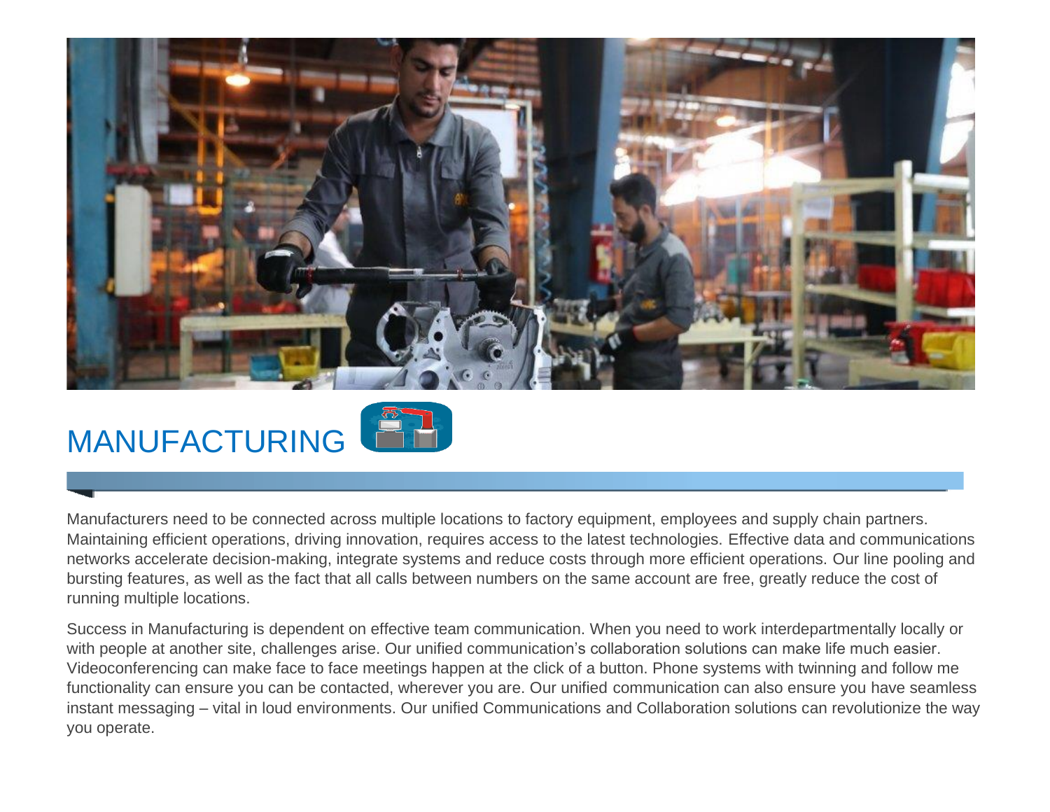# MANUFACTURING

Manufacturers need to be connected across multiple locations to factory equipment, employees and supply chain partners. Maintaining efficient operations, driving innovation, requires access to the latest technologies. Effective data and communications networks accelerate decision-making, integrate systems and reduce costs through more efficient operations. Our line pooling and bursting features, as well as the fact that all calls between numbers on the same account are free, greatly reduce the cost of running multiple locations.

Success in Manufacturing is dependent on effective team communication. When you need to work interdepartmentally locally or with people at another site, challenges arise. Our unified communication's collaboration solutions can make life much easier. Videoconferencing can make face to face meetings happen at the click of a button. Phone systems with twinning and follow me functionality can ensure you can be contacted, wherever you are. Our unified communication can also ensure you have seamless instant messaging – vital in loud environments. Our unified Communications and Collaboration solutions can revolutionize the way you operate.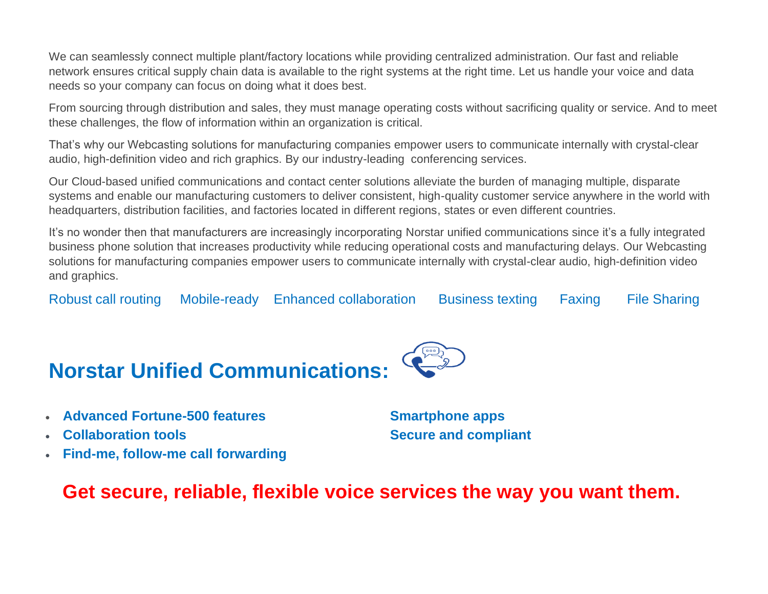We can seamlessly connect multiple plant/factory locations while providing centralized administration. Our fast and reliable network ensures critical supply chain data is available to the right systems at the right time. Let us handle your voice and data needs so your company can focus on doing what it does best.

From sourcing through distribution and sales, they must manage operating costs without sacrificing quality or service. And to meet these challenges, the flow of information within an organization is critical.

That's why our Webcasting solutions for manufacturing companies empower users to communicate internally with crystal-clear audio, high-definition video and rich graphics. By our industry-leading conferencing services.

Our Cloud-based unified communications and contact center solutions alleviate the burden of managing multiple, disparate systems and enable our manufacturing customers to deliver consistent, high-quality customer service anywhere in the world with headquarters, distribution facilities, and factories located in different regions, states or even different countries.

It's no wonder then that manufacturers are increasingly incorporating Norstar unified communications since it's a fully integrated business phone solution that increases productivity while reducing operational costs and manufacturing delays. Our Webcasting solutions for manufacturing companies empower users to communicate internally with crystal-clear audio, high-definition video and graphics.

Robust call routing     Mobile-ready     Enhanced collaboration     Business texting     Faxing     File Sharing

## Norstar Unified Communications:

- **Advanced Fortune-500 features**
- **Collaboration tools**
- **Find-me, follow-me call forwarding**
- **Smartphone apps**
- **Secure and compliant**

**Get secure, reliable, flexible voice services the way you want them.**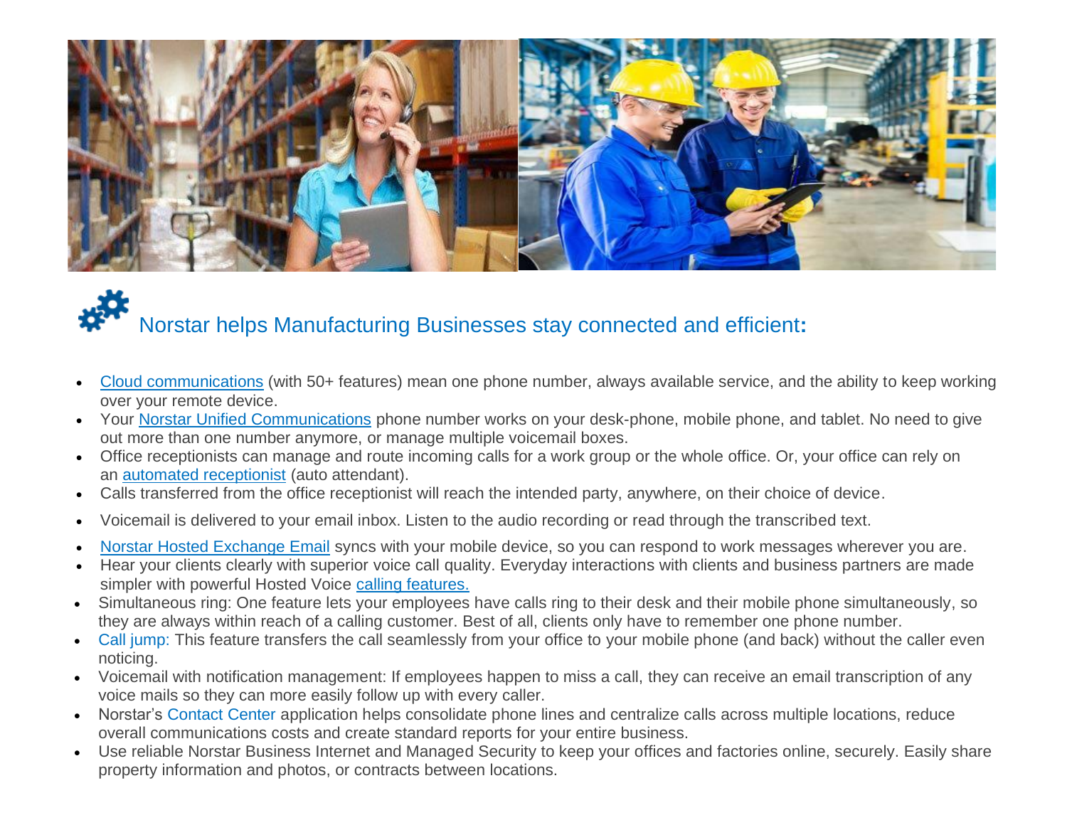## Norstar helps Manufacturing Businesses stay connected and efficient:

- Cloud communications (with 50+ features) mean one phone number, always available service, and the ability to keep working over your remote device.
- Your Norstar Unified Communications phone number works on your desk-phone, mobile phone, and tablet. No need to give out more than one number anymore, or manage multiple voicemail boxes.
- Office receptionists can manage and route incoming calls for a work group or the whole office. Or, your office can rely on an automated receptionist (auto attendant).
- Calls transferred from the office receptionist will reach the intended party, anywhere, on their choice of device.
- Voicemail is delivered to your email inbox. Listen to the audio recording or read through the transcribed text.
- Norstar Hosted Exchange Email syncs with your mobile device, so you can respond to work messages wherever you are.
- Hear your clients clearly with superior voice call quality. Everyday interactions with clients and business partners are made simpler with powerful Hosted Voice calling features.
- Simultaneous ring: One feature lets your employees have calls ring to their desk and their mobile phone simultaneously, so they are always within reach of a calling customer. Best of all, clients only have to remember one phone number.
- Call jump: This feature transfers the call seamlessly from your office to your mobile phone (and back) without the caller even noticing.
- Voicemail with notification management: If employees happen to miss a call, they can receive an email transcription of any voice mails so they can more easily follow up with every caller.
- Norstar's Contact Center application helps consolidate phone lines and centralize calls across multiple locations, reduce overall communications costs and create standard reports for your entire business.
- Use reliable Norstar Business Internet and Managed Security to keep your offices and factories online, securely. Easily share property information and photos, or contracts between locations.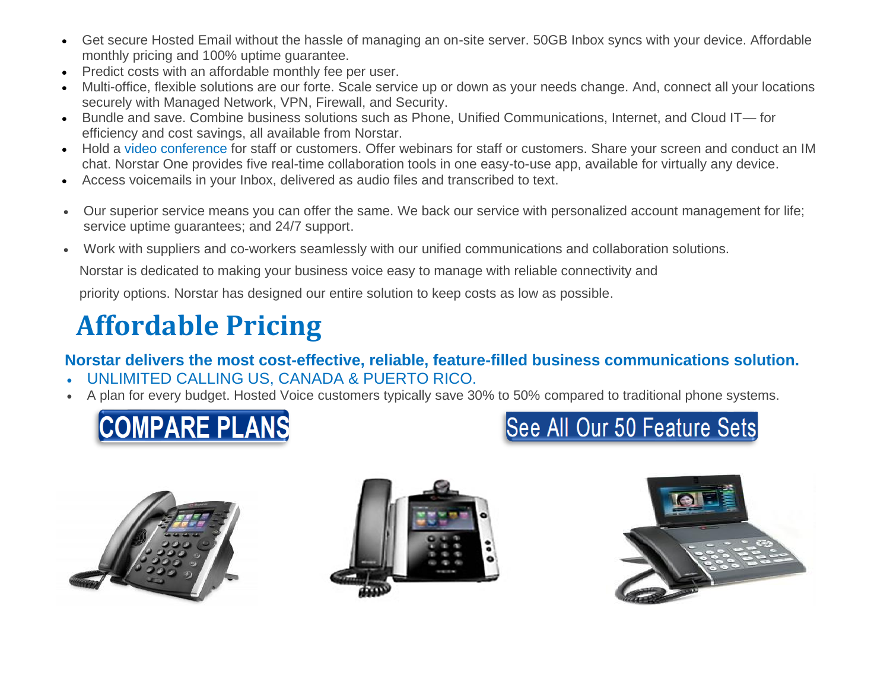- Get secure Hosted Email without the hassle of managing an on-site server. 50GB Inbox syncs with your device. Affordable monthly pricing and 100% uptime guarantee.
- Predict costs with an affordable monthly fee per user.
- Multi-office, flexible solutions are our forte. Scale service up or down as your needs change. And, connect all your locations securely with Managed Network, VPN, Firewall, and Security.
- Bundle and save. Combine business solutions such as Phone, Unified Communications, Internet, and Cloud IT— for efficiency and cost savings, all available from Norstar.
- Hold a video conference for staff or customers. Offer webinars for staff or customers. Share your screen and conduct an IM chat. Norstar One provides five real-time collaboration tools in one easy-to-use app, available for virtually any device.
- Access voicemails in your Inbox, delivered as audio files and transcribed to text.
- Our superior service means you can offer the same. We back our service with personalized account management for life; service uptime guarantees; and 24/7 support.
- Work with suppliers and co-workers seamlessly with our unified communications and collaboration solutions.

Norstar is dedicated to making your business voice easy to manage with reliable connectivity and priority options. Norstar has designed our entire solution to keep costs as low as possible.

# Affordable Pricing

**Norstar delivers the most cost-effective, reliable, feature-filled business communications solution.**

- UNLIMITED CALLING US, CANADA & PUERTO RICO.
- A plan for every budget. Hosted Voice customers typically save 30% to 50% compared to traditional phone systems.

COMPARE PLANS

See All Our 50 Feature Sets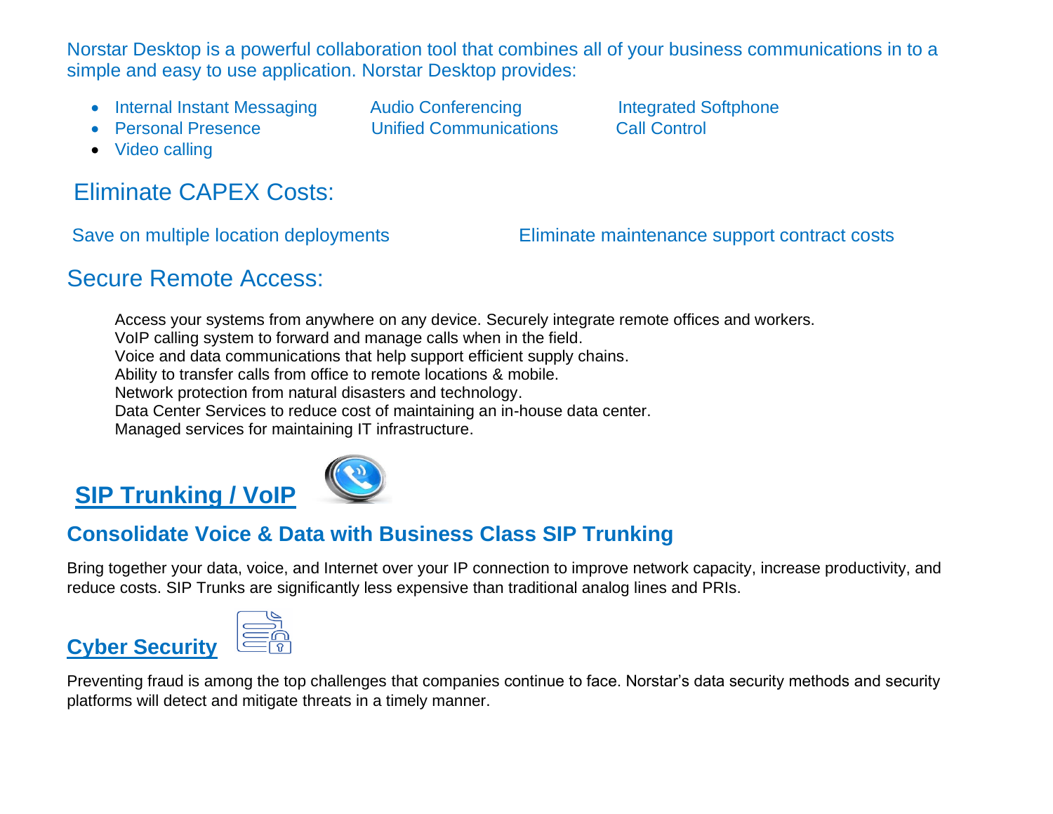Norstar Desktop is a powerful collaboration tool that combines all of your business communications in to a simple and easy to use application. Norstar Desktop provides:

- Internal Instant Messaging
- Personal Presence
- Video calling
- Audio Conferencing
- Unified Communications
- Integrated Softphone
- Call Control

## Eliminate CAPEX Costs:

Save on multiple location deployments

Eliminate maintenance support contract costs

## Secure Remote Access:

Access your systems from anywhere on any device. Securely integrate remote offices and workers.
VoIP calling system to forward and manage calls when in the field.
Voice and data communications that help support efficient supply chains.
Ability to transfer calls from office to remote locations & mobile.
Network protection from natural disasters and technology.
Data Center Services to reduce cost of maintaining an in-house data center.
Managed services for maintaining IT infrastructure.

## SIP Trunking / VoIP

### Consolidate Voice & Data with Business Class SIP Trunking

Bring together your data, voice, and Internet over your IP connection to improve network capacity, increase productivity, and reduce costs. SIP Trunks are significantly less expensive than traditional analog lines and PRIs.

## Cyber Security

Preventing fraud is among the top challenges that companies continue to face. Norstar's data security methods and security platforms will detect and mitigate threats in a timely manner.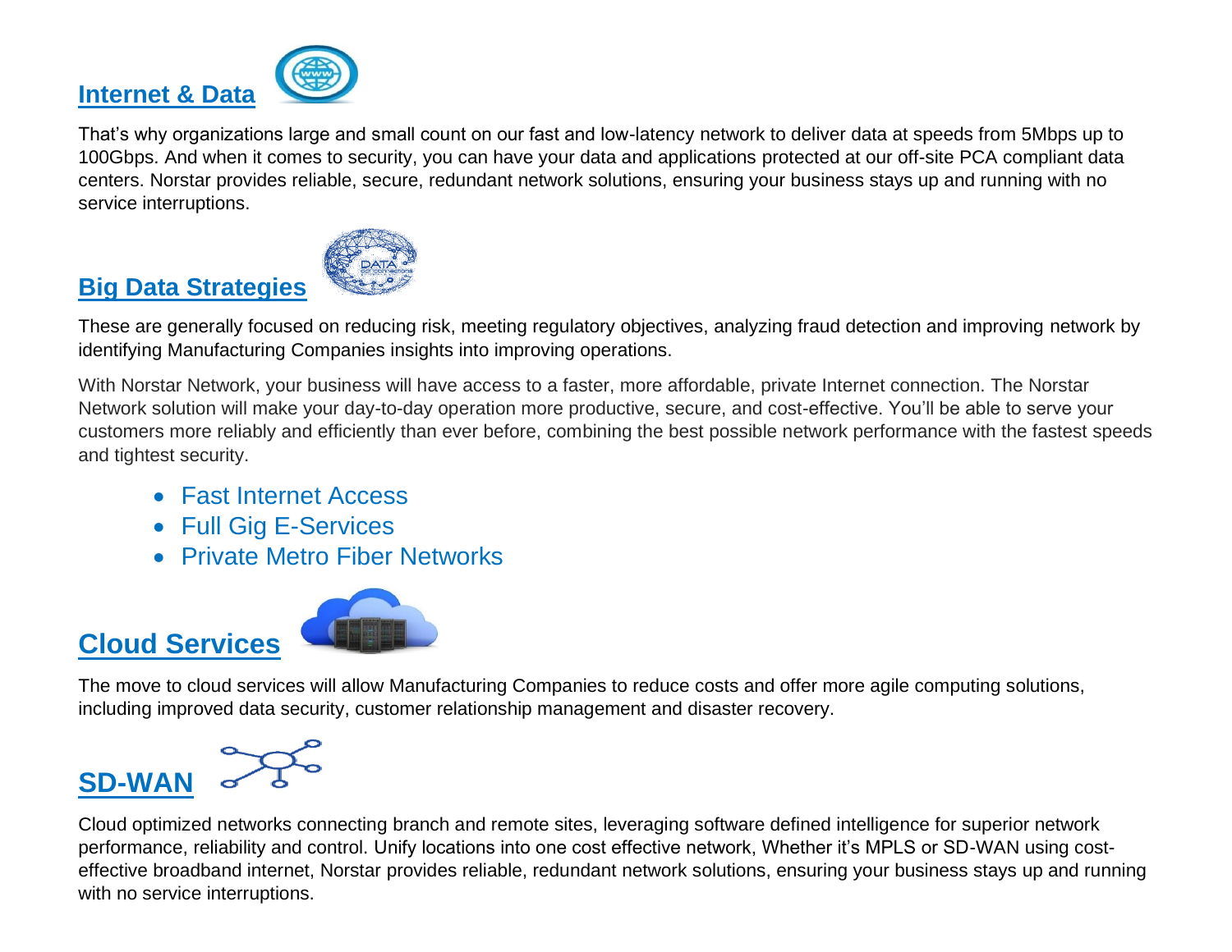## Internet & Data

That's why organizations large and small count on our fast and low-latency network to deliver data at speeds from 5Mbps up to 100Gbps. And when it comes to security, you can have your data and applications protected at our off-site PCA compliant data centers. Norstar provides reliable, secure, redundant network solutions, ensuring your business stays up and running with no service interruptions.

## Big Data Strategies

These are generally focused on reducing risk, meeting regulatory objectives, analyzing fraud detection and improving network by identifying Manufacturing Companies insights into improving operations.

With Norstar Network, your business will have access to a faster, more affordable, private Internet connection. The Norstar Network solution will make your day-to-day operation more productive, secure, and cost-effective. You'll be able to serve your customers more reliably and efficiently than ever before, combining the best possible network performance with the fastest speeds and tightest security.

- Fast Internet Access
- Full Gig E-Services
- Private Metro Fiber Networks

## Cloud Services

The move to cloud services will allow Manufacturing Companies to reduce costs and offer more agile computing solutions, including improved data security, customer relationship management and disaster recovery.

## SD-WAN

Cloud optimized networks connecting branch and remote sites, leveraging software defined intelligence for superior network performance, reliability and control. Unify locations into one cost effective network, Whether it's MPLS or SD-WAN using cost-effective broadband internet, Norstar provides reliable, redundant network solutions, ensuring your business stays up and running with no service interruptions.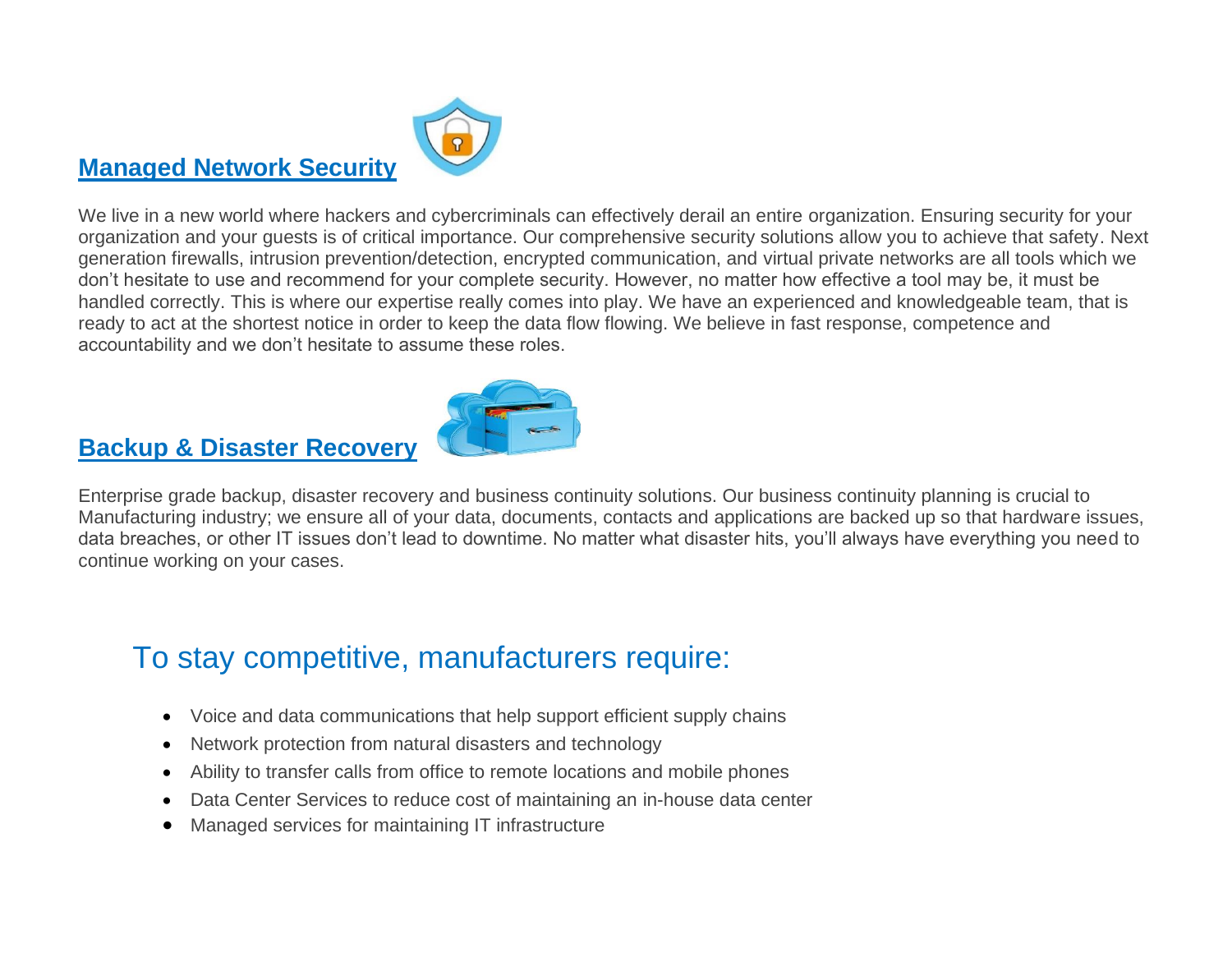## Managed Network Security

We live in a new world where hackers and cybercriminals can effectively derail an entire organization. Ensuring security for your organization and your guests is of critical importance. Our comprehensive security solutions allow you to achieve that safety. Next generation firewalls, intrusion prevention/detection, encrypted communication, and virtual private networks are all tools which we don't hesitate to use and recommend for your complete security. However, no matter how effective a tool may be, it must be handled correctly. This is where our expertise really comes into play. We have an experienced and knowledgeable team, that is ready to act at the shortest notice in order to keep the data flow flowing. We believe in fast response, competence and accountability and we don't hesitate to assume these roles.

## Backup & Disaster Recovery

Enterprise grade backup, disaster recovery and business continuity solutions. Our business continuity planning is crucial to Manufacturing industry; we ensure all of your data, documents, contacts and applications are backed up so that hardware issues, data breaches, or other IT issues don't lead to downtime. No matter what disaster hits, you'll always have everything you need to continue working on your cases.

## To stay competitive, manufacturers require:

- Voice and data communications that help support efficient supply chains
- Network protection from natural disasters and technology
- Ability to transfer calls from office to remote locations and mobile phones
- Data Center Services to reduce cost of maintaining an in-house data center
- Managed services for maintaining IT infrastructure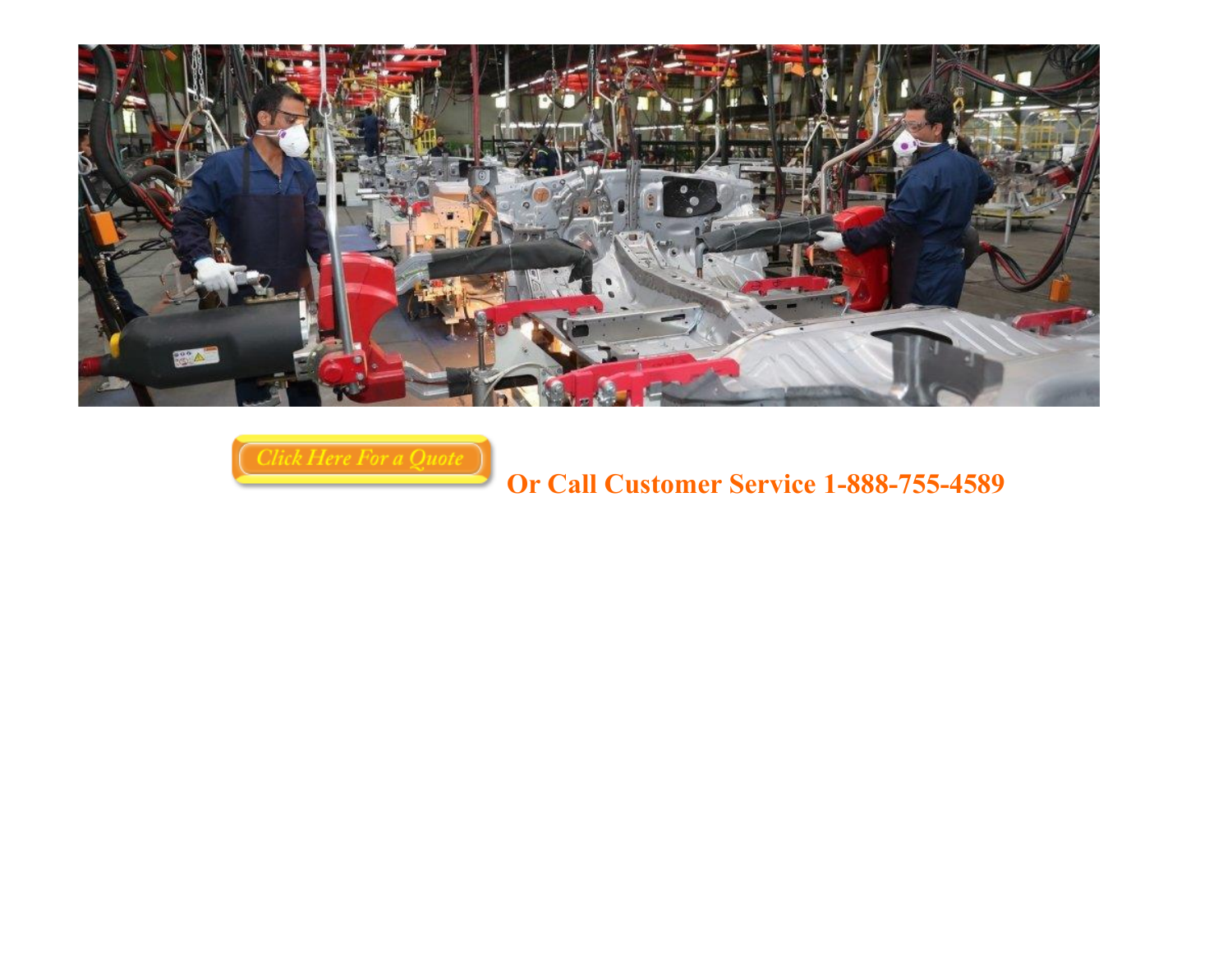Click Here For a Quote

**Or Call Customer Service 1-888-755-4589**